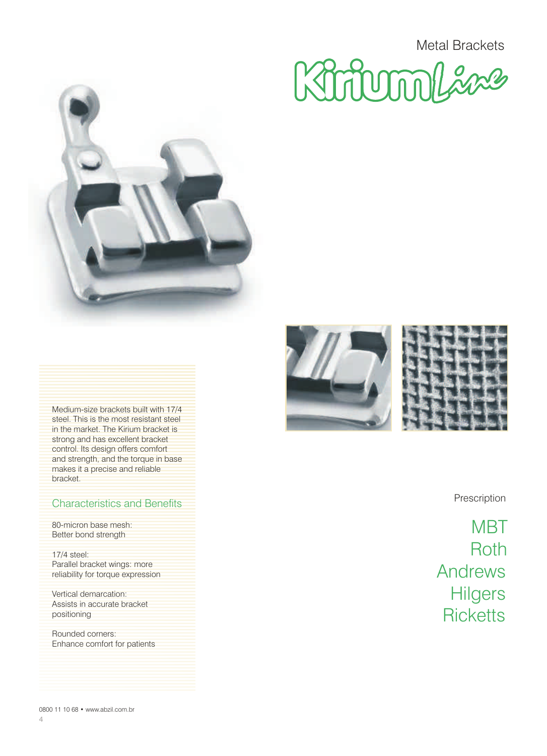Metal Brackets

# KiriumLine

Medium-size brackets built with 17/4 steel. This is the most resistant steel in the market. The Kirium bracket is strong and has excellent bracket control. Its design offers comfort and strength, and the torque in base makes it a precise and reliable bracket.

## Characteristics and Benefits

80-micron base mesh:
Better bond strength

17/4 steel:
Parallel bracket wings: more reliability for torque expression

Vertical demarcation:
Assists in accurate bracket positioning

Rounded corners:
Enhance comfort for patients

Prescription

MBT
Roth
Andrews
Hilgers
Ricketts

0800 11 10 68 • www.abzil.com.br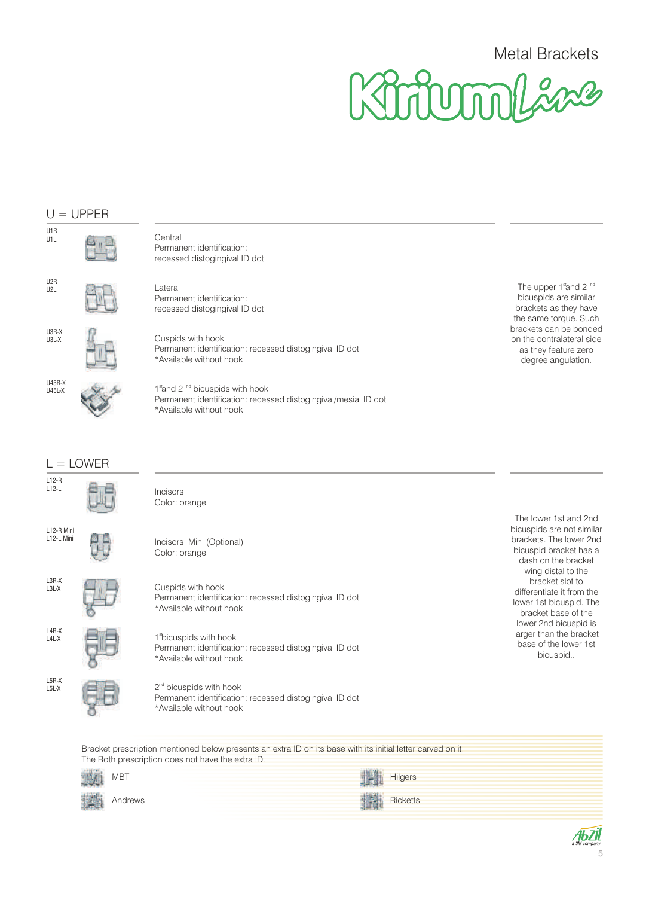# Metal Brackets

# KiriumLine

## U = UPPER

| Code | Description |
|---|---|
| U1R<br>U1L | Central<br>Permanent identification:<br>recessed distogingival ID dot |
| U2R<br>U2L | Lateral<br>Permanent identification:<br>recessed distogingival ID dot |
| U3R-X<br>U3L-X | Cuspids with hook<br>Permanent identification: recessed distogingival ID dot<br>*Available without hook |
| U45R-X<br>U45L-X | 1st and 2nd bicuspids with hook<br>Permanent identification: recessed distogingival/mesial ID dot<br>*Available without hook |

The upper 1st and 2nd bicuspids are similar brackets as they have the same torque. Such brackets can be bonded on the contralateral side as they feature zero degree angulation.

## L = LOWER

| Code | Description |
|---|---|
| L12-R<br>L12-L | Incisors<br>Color: orange |
| L12-R Mini<br>L12-L Mini | Incisors Mini (Optional)<br>Color: orange |
| L3R-X<br>L3L-X | Cuspids with hook<br>Permanent identification: recessed distogingival ID dot<br>*Available without hook |
| L4R-X<br>L4L-X | 1st bicuspids with hook<br>Permanent identification: recessed distogingival ID dot<br>*Available without hook |
| L5R-X<br>L5L-X | 2nd bicuspids with hook<br>Permanent identification: recessed distogingival ID dot<br>*Available without hook |

The lower 1st and 2nd bicuspids are not similar brackets. The lower 2nd bicuspid bracket has a dash on the bracket wing distal to the bracket slot to differentiate it from the lower 1st bicuspid. The bracket base of the lower 2nd bicuspid is larger than the bracket base of the lower 1st bicuspid..

Bracket prescription mentioned below presents an extra ID on its base with its initial letter carved on it.
The Roth prescription does not have the extra ID.

- MBT
- Hilgers
- Andrews
- Ricketts

Abzil a 3M company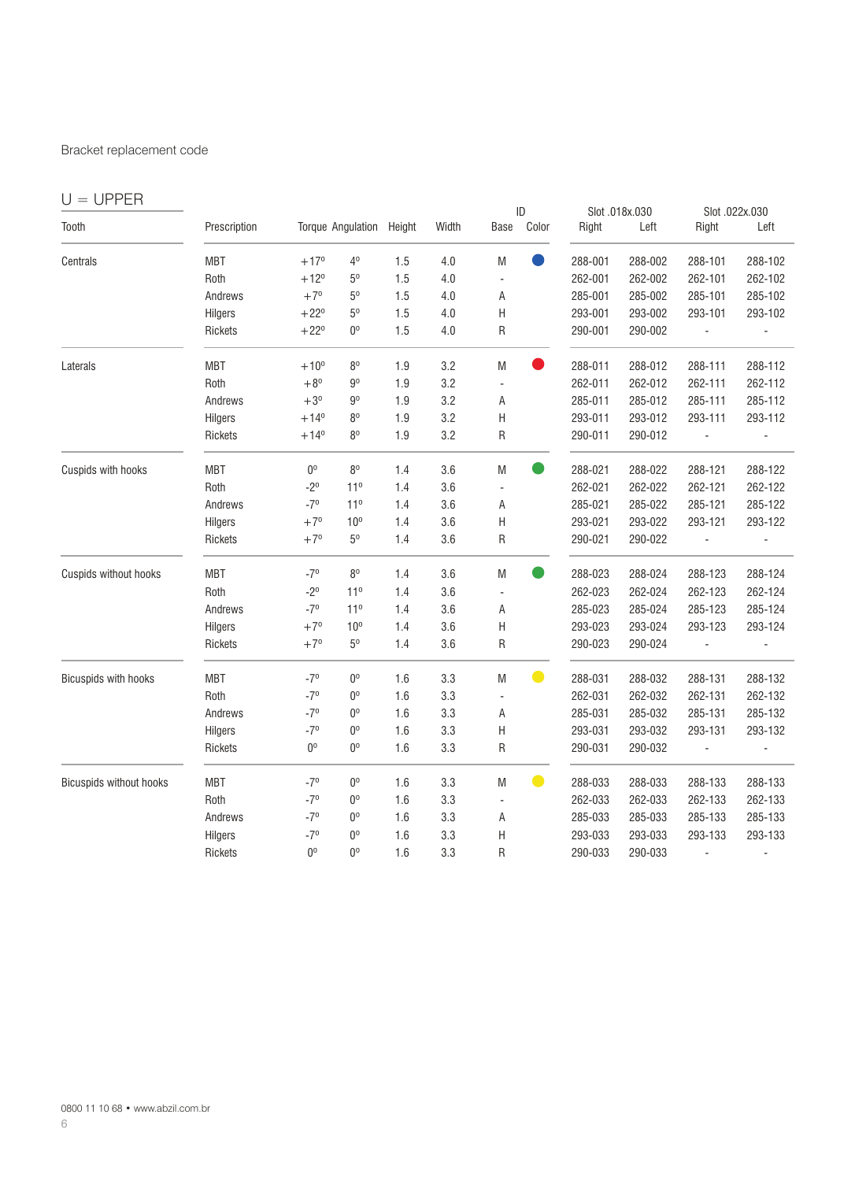Bracket replacement code

## U = UPPER

| Tooth | Prescription | Torque | Angulation | Height | Width | ID Base | ID Color | Slot .018x.030 Right | Slot .018x.030 Left | Slot .022x.030 Right | Slot .022x.030 Left |
|---|---|---|---|---|---|---|---|---|---|---|---|
| Centrals | MBT | +17º | 4º | 1.5 | 4.0 | M | Blue | 288-001 | 288-002 | 288-101 | 288-102 |
| | Roth | +12º | 5º | 1.5 | 4.0 | - | | 262-001 | 262-002 | 262-101 | 262-102 |
| | Andrews | +7º | 5º | 1.5 | 4.0 | A | | 285-001 | 285-002 | 285-101 | 285-102 |
| | Hilgers | +22º | 5º | 1.5 | 4.0 | H | | 293-001 | 293-002 | 293-101 | 293-102 |
| | Rickets | +22º | 0º | 1.5 | 4.0 | R | | 290-001 | 290-002 | - | - |
| Laterals | MBT | +10º | 8º | 1.9 | 3.2 | M | Red | 288-011 | 288-012 | 288-111 | 288-112 |
| | Roth | +8º | 9º | 1.9 | 3.2 | - | | 262-011 | 262-012 | 262-111 | 262-112 |
| | Andrews | +3º | 9º | 1.9 | 3.2 | A | | 285-011 | 285-012 | 285-111 | 285-112 |
| | Hilgers | +14º | 8º | 1.9 | 3.2 | H | | 293-011 | 293-012 | 293-111 | 293-112 |
| | Rickets | +14º | 8º | 1.9 | 3.2 | R | | 290-011 | 290-012 | - | - |
| Cuspids with hooks | MBT | 0º | 8º | 1.4 | 3.6 | M | Green | 288-021 | 288-022 | 288-121 | 288-122 |
| | Roth | -2º | 11º | 1.4 | 3.6 | - | | 262-021 | 262-022 | 262-121 | 262-122 |
| | Andrews | -7º | 11º | 1.4 | 3.6 | A | | 285-021 | 285-022 | 285-121 | 285-122 |
| | Hilgers | +7º | 10º | 1.4 | 3.6 | H | | 293-021 | 293-022 | 293-121 | 293-122 |
| | Rickets | +7º | 5º | 1.4 | 3.6 | R | | 290-021 | 290-022 | - | - |
| Cuspids without hooks | MBT | -7º | 8º | 1.4 | 3.6 | M | Green | 288-023 | 288-024 | 288-123 | 288-124 |
| | Roth | -2º | 11º | 1.4 | 3.6 | - | | 262-023 | 262-024 | 262-123 | 262-124 |
| | Andrews | -7º | 11º | 1.4 | 3.6 | A | | 285-023 | 285-024 | 285-123 | 285-124 |
| | Hilgers | +7º | 10º | 1.4 | 3.6 | H | | 293-023 | 293-024 | 293-123 | 293-124 |
| | Rickets | +7º | 5º | 1.4 | 3.6 | R | | 290-023 | 290-024 | - | - |
| Bicuspids with hooks | MBT | -7º | 0º | 1.6 | 3.3 | M | Yellow | 288-031 | 288-032 | 288-131 | 288-132 |
| | Roth | -7º | 0º | 1.6 | 3.3 | - | | 262-031 | 262-032 | 262-131 | 262-132 |
| | Andrews | -7º | 0º | 1.6 | 3.3 | A | | 285-031 | 285-032 | 285-131 | 285-132 |
| | Hilgers | -7º | 0º | 1.6 | 3.3 | H | | 293-031 | 293-032 | 293-131 | 293-132 |
| | Rickets | 0º | 0º | 1.6 | 3.3 | R | | 290-031 | 290-032 | - | - |
| Bicuspids without hooks | MBT | -7º | 0º | 1.6 | 3.3 | M | Yellow | 288-033 | 288-033 | 288-133 | 288-133 |
| | Roth | -7º | 0º | 1.6 | 3.3 | - | | 262-033 | 262-033 | 262-133 | 262-133 |
| | Andrews | -7º | 0º | 1.6 | 3.3 | A | | 285-033 | 285-033 | 285-133 | 285-133 |
| | Hilgers | -7º | 0º | 1.6 | 3.3 | H | | 293-033 | 293-033 | 293-133 | 293-133 |
| | Rickets | 0º | 0º | 1.6 | 3.3 | R | | 290-033 | 290-033 | - | - |

0800 11 10 68 • www.abzil.com.br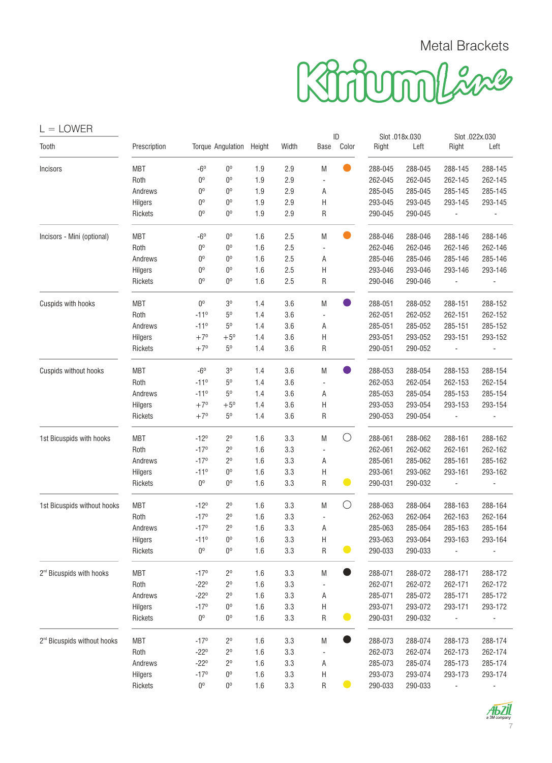# Metal Brackets

## KiriumLine

L = LOWER

| Tooth | Prescription | Torque | Angulation | Height | Width | ID Base | ID Color | Slot .018x.030 Right | Slot .018x.030 Left | Slot .022x.030 Right | Slot .022x.030 Left |
|---|---|---|---|---|---|---|---|---|---|---|---|
| Incisors | MBT | -6º | 0º | 1.9 | 2.9 | M | ● (orange) | 288-045 | 288-045 | 288-145 | 288-145 |
| | Roth | 0º | 0º | 1.9 | 2.9 | - | | 262-045 | 262-045 | 262-145 | 262-145 |
| | Andrews | 0º | 0º | 1.9 | 2.9 | A | | 285-045 | 285-045 | 285-145 | 285-145 |
| | Hilgers | 0º | 0º | 1.9 | 2.9 | H | | 293-045 | 293-045 | 293-145 | 293-145 |
| | Rickets | 0º | 0º | 1.9 | 2.9 | R | | 290-045 | 290-045 | - | - |
| Incisors - Mini (optional) | MBT | -6º | 0º | 1.6 | 2.5 | M | ● (orange) | 288-046 | 288-046 | 288-146 | 288-146 |
| | Roth | 0º | 0º | 1.6 | 2.5 | - | | 262-046 | 262-046 | 262-146 | 262-146 |
| | Andrews | 0º | 0º | 1.6 | 2.5 | A | | 285-046 | 285-046 | 285-146 | 285-146 |
| | Hilgers | 0º | 0º | 1.6 | 2.5 | H | | 293-046 | 293-046 | 293-146 | 293-146 |
| | Rickets | 0º | 0º | 1.6 | 2.5 | R | | 290-046 | 290-046 | - | - |
| Cuspids with hooks | MBT | 0º | 3º | 1.4 | 3.6 | M | ● (purple) | 288-051 | 288-052 | 288-151 | 288-152 |
| | Roth | -11º | 5º | 1.4 | 3.6 | - | | 262-051 | 262-052 | 262-151 | 262-152 |
| | Andrews | -11º | 5º | 1.4 | 3.6 | A | | 285-051 | 285-052 | 285-151 | 285-152 |
| | Hilgers | +7º | +5º | 1.4 | 3.6 | H | | 293-051 | 293-052 | 293-151 | 293-152 |
| | Rickets | +7º | 5º | 1.4 | 3.6 | R | | 290-051 | 290-052 | - | - |
| Cuspids without hooks | MBT | -6º | 3º | 1.4 | 3.6 | M | ● (purple) | 288-053 | 288-054 | 288-153 | 288-154 |
| | Roth | -11º | 5º | 1.4 | 3.6 | - | | 262-053 | 262-054 | 262-153 | 262-154 |
| | Andrews | -11º | 5º | 1.4 | 3.6 | A | | 285-053 | 285-054 | 285-153 | 285-154 |
| | Hilgers | +7º | +5º | 1.4 | 3.6 | H | | 293-053 | 293-054 | 293-153 | 293-154 |
| | Rickets | +7º | 5º | 1.4 | 3.6 | R | | 290-053 | 290-054 | - | - |
| 1st Bicuspids with hooks | MBT | -12º | 2º | 1.6 | 3.3 | M | ○ (white) | 288-061 | 288-062 | 288-161 | 288-162 |
| | Roth | -17º | 2º | 1.6 | 3.3 | - | | 262-061 | 262-062 | 262-161 | 262-162 |
| | Andrews | -17º | 2º | 1.6 | 3.3 | A | | 285-061 | 285-062 | 285-161 | 285-162 |
| | Hilgers | -11º | 0º | 1.6 | 3.3 | H | | 293-061 | 293-062 | 293-161 | 293-162 |
| | Rickets | 0º | 0º | 1.6 | 3.3 | R | ● (yellow) | 290-031 | 290-032 | - | - |
| 1st Bicuspids without hooks | MBT | -12º | 2º | 1.6 | 3.3 | M | ○ (white) | 288-063 | 288-064 | 288-163 | 288-164 |
| | Roth | -17º | 2º | 1.6 | 3.3 | - | | 262-063 | 262-064 | 262-163 | 262-164 |
| | Andrews | -17º | 2º | 1.6 | 3.3 | A | | 285-063 | 285-064 | 285-163 | 285-164 |
| | Hilgers | -11º | 0º | 1.6 | 3.3 | H | | 293-063 | 293-064 | 293-163 | 293-164 |
| | Rickets | 0º | 0º | 1.6 | 3.3 | R | ● (yellow) | 290-033 | 290-033 | - | - |
| 2nd Bicuspids with hooks | MBT | -17º | 2º | 1.6 | 3.3 | M | ● (black) | 288-071 | 288-072 | 288-171 | 288-172 |
| | Roth | -22º | 2º | 1.6 | 3.3 | - | | 262-071 | 262-072 | 262-171 | 262-172 |
| | Andrews | -22º | 2º | 1.6 | 3.3 | A | | 285-071 | 285-072 | 285-171 | 285-172 |
| | Hilgers | -17º | 0º | 1.6 | 3.3 | H | | 293-071 | 293-072 | 293-171 | 293-172 |
| | Rickets | 0º | 0º | 1.6 | 3.3 | R | ● (yellow) | 290-031 | 290-032 | - | - |
| 2nd Bicuspids without hooks | MBT | -17º | 2º | 1.6 | 3.3 | M | ● (black) | 288-073 | 288-074 | 288-173 | 288-174 |
| | Roth | -22º | 2º | 1.6 | 3.3 | - | | 262-073 | 262-074 | 262-173 | 262-174 |
| | Andrews | -22º | 2º | 1.6 | 3.3 | A | | 285-073 | 285-074 | 285-173 | 285-174 |
| | Hilgers | -17º | 0º | 1.6 | 3.3 | H | | 293-073 | 293-074 | 293-173 | 293-174 |
| | Rickets | 0º | 0º | 1.6 | 3.3 | R | ● (yellow) | 290-033 | 290-033 | - | - |

Abzil a 3M company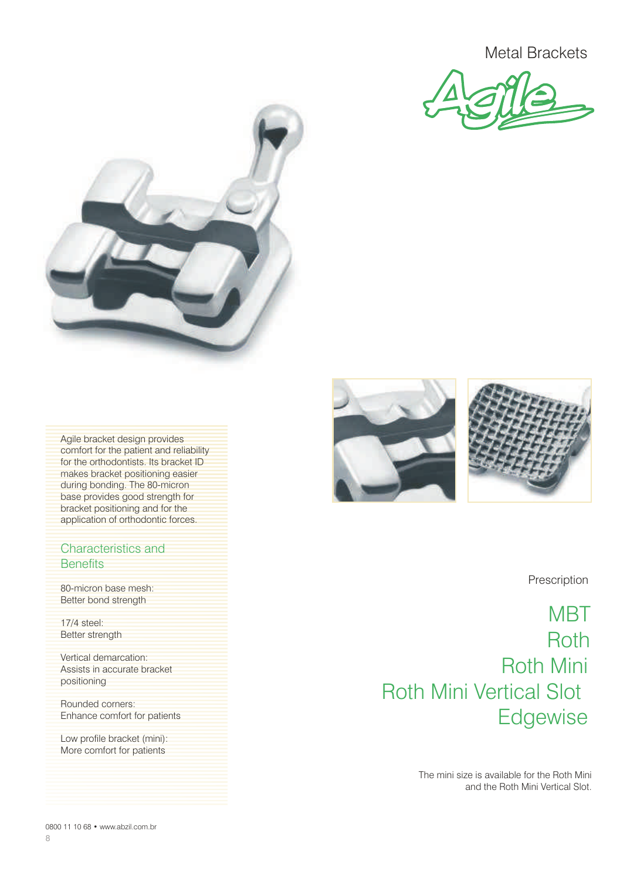# Metal Brackets

## Agile

Agile bracket design provides comfort for the patient and reliability for the orthodontists. Its bracket ID makes bracket positioning easier during bonding. The 80-micron base provides good strength for bracket positioning and for the application of orthodontic forces.

### Characteristics and Benefits

80-micron base mesh:
Better bond strength

17/4 steel:
Better strength

Vertical demarcation:
Assists in accurate bracket positioning

Rounded corners:
Enhance comfort for patients

Low profile bracket (mini):
More comfort for patients

Prescription

MBT
Roth
Roth Mini
Roth Mini Vertical Slot
Edgewise

The mini size is available for the Roth Mini and the Roth Mini Vertical Slot.

0800 11 10 68 • www.abzil.com.br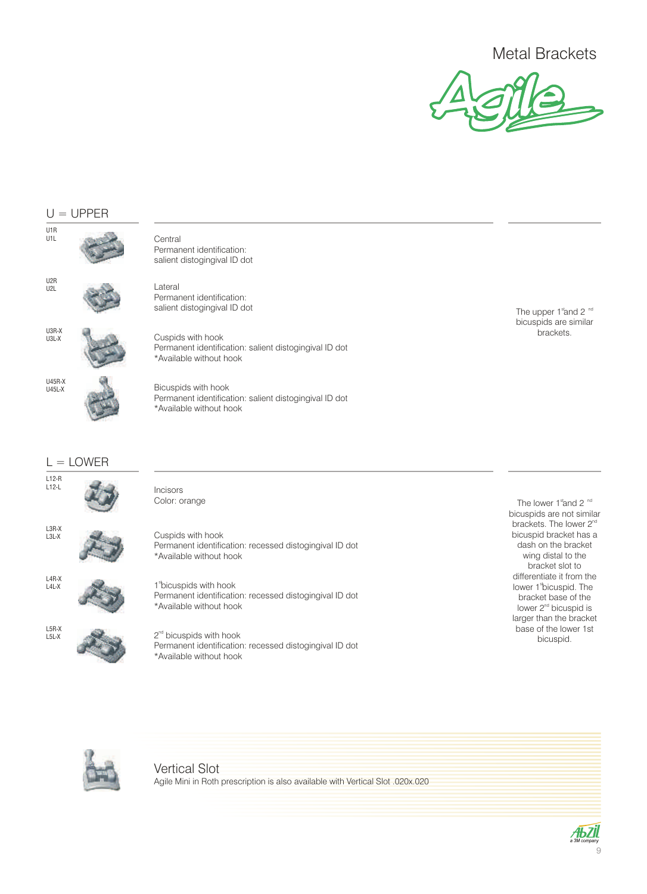# Metal Brackets

## Agile

## U = UPPER

| Code | Description |
|---|---|
| U1R<br>U1L | Central<br>Permanent identification:<br>salient distogingival ID dot |
| U2R<br>U2L | Lateral<br>Permanent identification:<br>salient distogingival ID dot |
| U3R-X<br>U3L-X | Cuspids with hook<br>Permanent identification: salient distogingival ID dot<br>*Available without hook |
| U45R-X<br>U45L-X | Bicuspids with hook<br>Permanent identification: salient distogingival ID dot<br>*Available without hook |

The upper 1st and 2nd bicuspids are similar brackets.

## L = LOWER

| Code | Description |
|---|---|
| L12-R<br>L12-L | Incisors<br>Color: orange |
| L3R-X<br>L3L-X | Cuspids with hook<br>Permanent identification: recessed distogingival ID dot<br>*Available without hook |
| L4R-X<br>L4L-X | 1st bicuspids with hook<br>Permanent identification: recessed distogingival ID dot<br>*Available without hook |
| L5R-X<br>L5L-X | 2nd bicuspids with hook<br>Permanent identification: recessed distogingival ID dot<br>*Available without hook |

The lower 1st and 2nd bicuspids are not similar brackets. The lower 2nd bicuspid bracket has a dash on the bracket wing distal to the bracket slot to differentiate it from the lower 1st bicuspid. The bracket base of the lower 2nd bicuspid is larger than the bracket base of the lower 1st bicuspid.

### Vertical Slot

Agile Mini in Roth prescription is also available with Vertical Slot .020x.020

Abzil a 3M company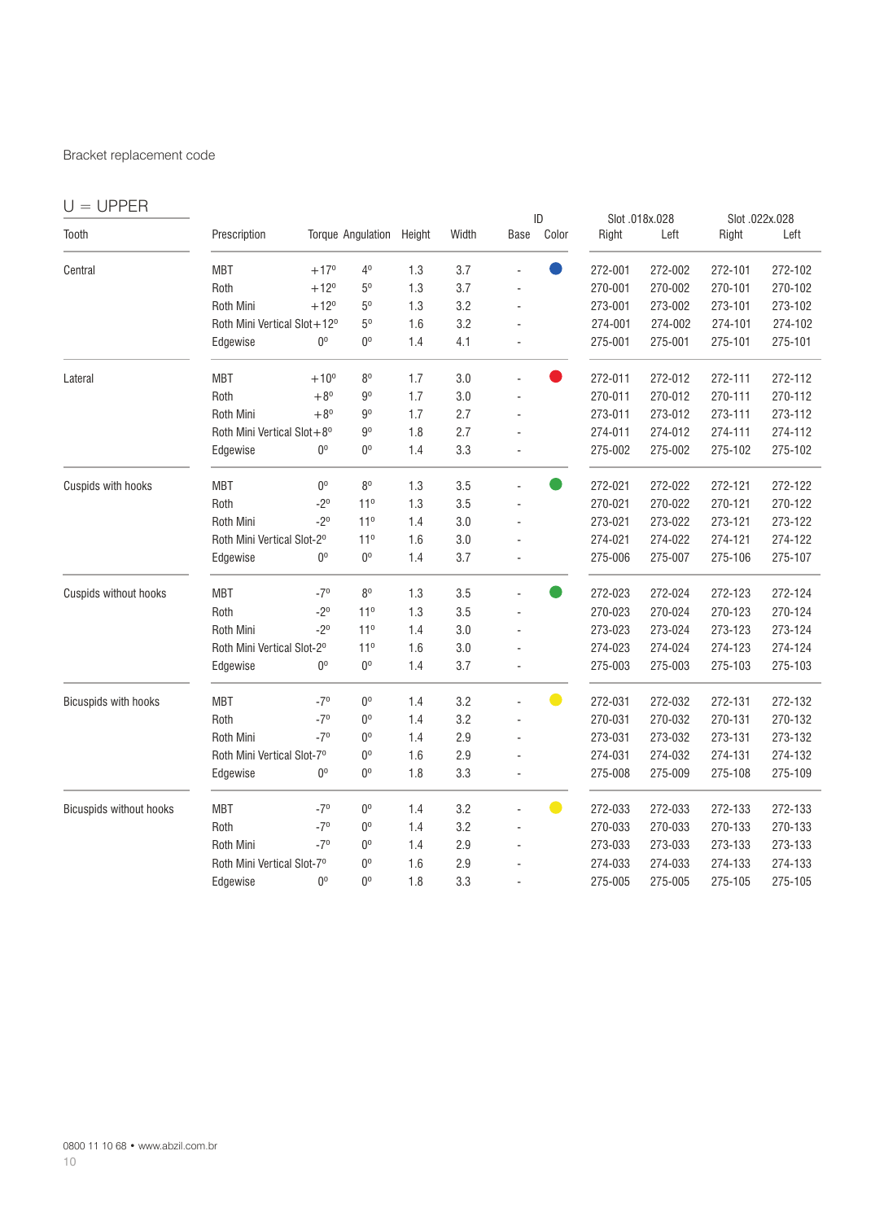Bracket replacement code

## U = UPPER

| Tooth | Prescription | Torque | Angulation | Height | Width | ID Base | ID Color | Slot .018x.028 Right | Slot .018x.028 Left | Slot .022x.028 Right | Slot .022x.028 Left |
|---|---|---|---|---|---|---|---|---|---|---|---|
| Central | MBT | +17º | 4º | 1.3 | 3.7 | - | Blue | 272-001 | 272-002 | 272-101 | 272-102 |
| | Roth | +12º | 5º | 1.3 | 3.7 | - | | 270-001 | 270-002 | 270-101 | 270-102 |
| | Roth Mini | +12º | 5º | 1.3 | 3.2 | - | | 273-001 | 273-002 | 273-101 | 273-102 |
| | Roth Mini Vertical Slot | +12º | 5º | 1.6 | 3.2 | - | | 274-001 | 274-002 | 274-101 | 274-102 |
| | Edgewise | 0º | 0º | 1.4 | 4.1 | - | | 275-001 | 275-001 | 275-101 | 275-101 |
| Lateral | MBT | +10º | 8º | 1.7 | 3.0 | - | Red | 272-011 | 272-012 | 272-111 | 272-112 |
| | Roth | +8º | 9º | 1.7 | 3.0 | - | | 270-011 | 270-012 | 270-111 | 270-112 |
| | Roth Mini | +8º | 9º | 1.7 | 2.7 | - | | 273-011 | 273-012 | 273-111 | 273-112 |
| | Roth Mini Vertical Slot | +8º | 9º | 1.8 | 2.7 | - | | 274-011 | 274-012 | 274-111 | 274-112 |
| | Edgewise | 0º | 0º | 1.4 | 3.3 | - | | 275-002 | 275-002 | 275-102 | 275-102 |
| Cuspids with hooks | MBT | 0º | 8º | 1.3 | 3.5 | - | Green | 272-021 | 272-022 | 272-121 | 272-122 |
| | Roth | -2º | 11º | 1.3 | 3.5 | - | | 270-021 | 270-022 | 270-121 | 270-122 |
| | Roth Mini | -2º | 11º | 1.4 | 3.0 | - | | 273-021 | 273-022 | 273-121 | 273-122 |
| | Roth Mini Vertical Slot | -2º | 11º | 1.6 | 3.0 | - | | 274-021 | 274-022 | 274-121 | 274-122 |
| | Edgewise | 0º | 0º | 1.4 | 3.7 | - | | 275-006 | 275-007 | 275-106 | 275-107 |
| Cuspids without hooks | MBT | -7º | 8º | 1.3 | 3.5 | - | Green | 272-023 | 272-024 | 272-123 | 272-124 |
| | Roth | -2º | 11º | 1.3 | 3.5 | - | | 270-023 | 270-024 | 270-123 | 270-124 |
| | Roth Mini | -2º | 11º | 1.4 | 3.0 | - | | 273-023 | 273-024 | 273-123 | 273-124 |
| | Roth Mini Vertical Slot | -2º | 11º | 1.6 | 3.0 | - | | 274-023 | 274-024 | 274-123 | 274-124 |
| | Edgewise | 0º | 0º | 1.4 | 3.7 | - | | 275-003 | 275-003 | 275-103 | 275-103 |
| Bicuspids with hooks | MBT | -7º | 0º | 1.4 | 3.2 | - | Yellow | 272-031 | 272-032 | 272-131 | 272-132 |
| | Roth | -7º | 0º | 1.4 | 3.2 | - | | 270-031 | 270-032 | 270-131 | 270-132 |
| | Roth Mini | -7º | 0º | 1.4 | 2.9 | - | | 273-031 | 273-032 | 273-131 | 273-132 |
| | Roth Mini Vertical Slot | -7º | 0º | 1.6 | 2.9 | - | | 274-031 | 274-032 | 274-131 | 274-132 |
| | Edgewise | 0º | 0º | 1.8 | 3.3 | - | | 275-008 | 275-009 | 275-108 | 275-109 |
| Bicuspids without hooks | MBT | -7º | 0º | 1.4 | 3.2 | - | Yellow | 272-033 | 272-033 | 272-133 | 272-133 |
| | Roth | -7º | 0º | 1.4 | 3.2 | - | | 270-033 | 270-033 | 270-133 | 270-133 |
| | Roth Mini | -7º | 0º | 1.4 | 2.9 | - | | 273-033 | 273-033 | 273-133 | 273-133 |
| | Roth Mini Vertical Slot | -7º | 0º | 1.6 | 2.9 | - | | 274-033 | 274-033 | 274-133 | 274-133 |
| | Edgewise | 0º | 0º | 1.8 | 3.3 | - | | 275-005 | 275-005 | 275-105 | 275-105 |

0800 11 10 68 • www.abzil.com.br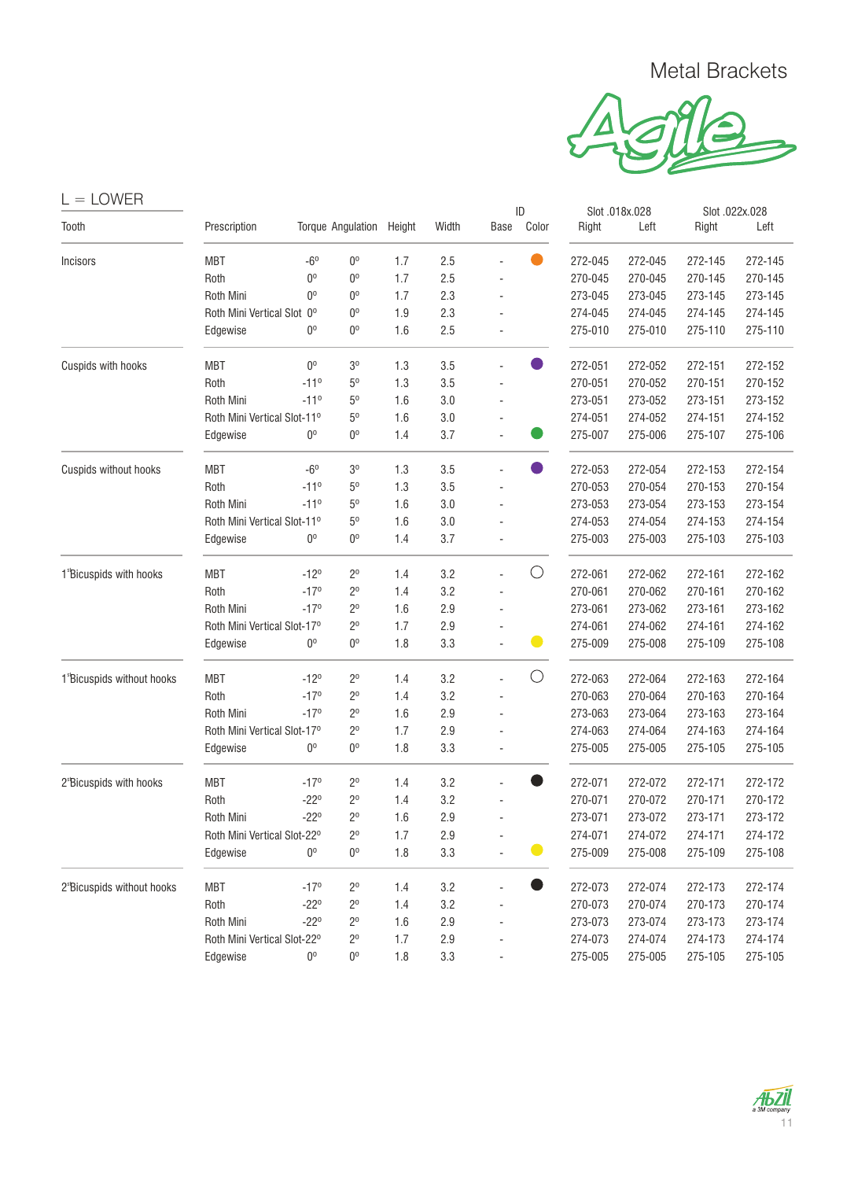# Metal Brackets

Agile

## L = LOWER

| Tooth | Prescription | Torque | Angulation | Height | Width | Base | ID Color | Slot .018x.028 Right | Slot .018x.028 Left | Slot .022x.028 Right | Slot .022x.028 Left |
|---|---|---|---|---|---|---|---|---|---|---|---|
| Incisors | MBT | -6º | 0º | 1.7 | 2.5 | - | ● (orange) | 272-045 | 272-045 | 272-145 | 272-145 |
| | Roth | 0º | 0º | 1.7 | 2.5 | - | | 270-045 | 270-045 | 270-145 | 270-145 |
| | Roth Mini | 0º | 0º | 1.7 | 2.3 | - | | 273-045 | 273-045 | 273-145 | 273-145 |
| | Roth Mini Vertical Slot | 0º | 0º | 1.9 | 2.3 | - | | 274-045 | 274-045 | 274-145 | 274-145 |
| | Edgewise | 0º | 0º | 1.6 | 2.5 | - | | 275-010 | 275-010 | 275-110 | 275-110 |
| Cuspids with hooks | MBT | 0º | 3º | 1.3 | 3.5 | - | ● (purple) | 272-051 | 272-052 | 272-151 | 272-152 |
| | Roth | -11º | 5º | 1.3 | 3.5 | - | | 270-051 | 270-052 | 270-151 | 270-152 |
| | Roth Mini | -11º | 5º | 1.6 | 3.0 | - | | 273-051 | 273-052 | 273-151 | 273-152 |
| | Roth Mini Vertical Slot | -11º | 5º | 1.6 | 3.0 | - | | 274-051 | 274-052 | 274-151 | 274-152 |
| | Edgewise | 0º | 0º | 1.4 | 3.7 | - | ● (green) | 275-007 | 275-006 | 275-107 | 275-106 |
| Cuspids without hooks | MBT | -6º | 3º | 1.3 | 3.5 | - | ● (purple) | 272-053 | 272-054 | 272-153 | 272-154 |
| | Roth | -11º | 5º | 1.3 | 3.5 | - | | 270-053 | 270-054 | 270-153 | 270-154 |
| | Roth Mini | -11º | 5º | 1.6 | 3.0 | - | | 273-053 | 273-054 | 273-153 | 273-154 |
| | Roth Mini Vertical Slot | -11º | 5º | 1.6 | 3.0 | - | | 274-053 | 274-054 | 274-153 | 274-154 |
| | Edgewise | 0º | 0º | 1.4 | 3.7 | - | | 275-003 | 275-003 | 275-103 | 275-103 |
| 1st Bicuspids with hooks | MBT | -12º | 2º | 1.4 | 3.2 | - | ○ (white) | 272-061 | 272-062 | 272-161 | 272-162 |
| | Roth | -17º | 2º | 1.4 | 3.2 | - | | 270-061 | 270-062 | 270-161 | 270-162 |
| | Roth Mini | -17º | 2º | 1.6 | 2.9 | - | | 273-061 | 273-062 | 273-161 | 273-162 |
| | Roth Mini Vertical Slot | -17º | 2º | 1.7 | 2.9 | - | | 274-061 | 274-062 | 274-161 | 274-162 |
| | Edgewise | 0º | 0º | 1.8 | 3.3 | - | ● (yellow) | 275-009 | 275-008 | 275-109 | 275-108 |
| 1st Bicuspids without hooks | MBT | -12º | 2º | 1.4 | 3.2 | - | ○ (white) | 272-063 | 272-064 | 272-163 | 272-164 |
| | Roth | -17º | 2º | 1.4 | 3.2 | - | | 270-063 | 270-064 | 270-163 | 270-164 |
| | Roth Mini | -17º | 2º | 1.6 | 2.9 | - | | 273-063 | 273-064 | 273-163 | 273-164 |
| | Roth Mini Vertical Slot | -17º | 2º | 1.7 | 2.9 | - | | 274-063 | 274-064 | 274-163 | 274-164 |
| | Edgewise | 0º | 0º | 1.8 | 3.3 | - | | 275-005 | 275-005 | 275-105 | 275-105 |
| 2nd Bicuspids with hooks | MBT | -17º | 2º | 1.4 | 3.2 | - | ● (black) | 272-071 | 272-072 | 272-171 | 272-172 |
| | Roth | -22º | 2º | 1.4 | 3.2 | - | | 270-071 | 270-072 | 270-171 | 270-172 |
| | Roth Mini | -22º | 2º | 1.6 | 2.9 | - | | 273-071 | 273-072 | 273-171 | 273-172 |
| | Roth Mini Vertical Slot | -22º | 2º | 1.7 | 2.9 | - | | 274-071 | 274-072 | 274-171 | 274-172 |
| | Edgewise | 0º | 0º | 1.8 | 3.3 | - | ● (yellow) | 275-009 | 275-008 | 275-109 | 275-108 |
| 2nd Bicuspids without hooks | MBT | -17º | 2º | 1.4 | 3.2 | - | ● (black) | 272-073 | 272-074 | 272-173 | 272-174 |
| | Roth | -22º | 2º | 1.4 | 3.2 | - | | 270-073 | 270-074 | 270-173 | 270-174 |
| | Roth Mini | -22º | 2º | 1.6 | 2.9 | - | | 273-073 | 273-074 | 273-173 | 273-174 |
| | Roth Mini Vertical Slot | -22º | 2º | 1.7 | 2.9 | - | | 274-073 | 274-074 | 274-173 | 274-174 |
| | Edgewise | 0º | 0º | 1.8 | 3.3 | - | | 275-005 | 275-005 | 275-105 | 275-105 |

Abzil a 3M company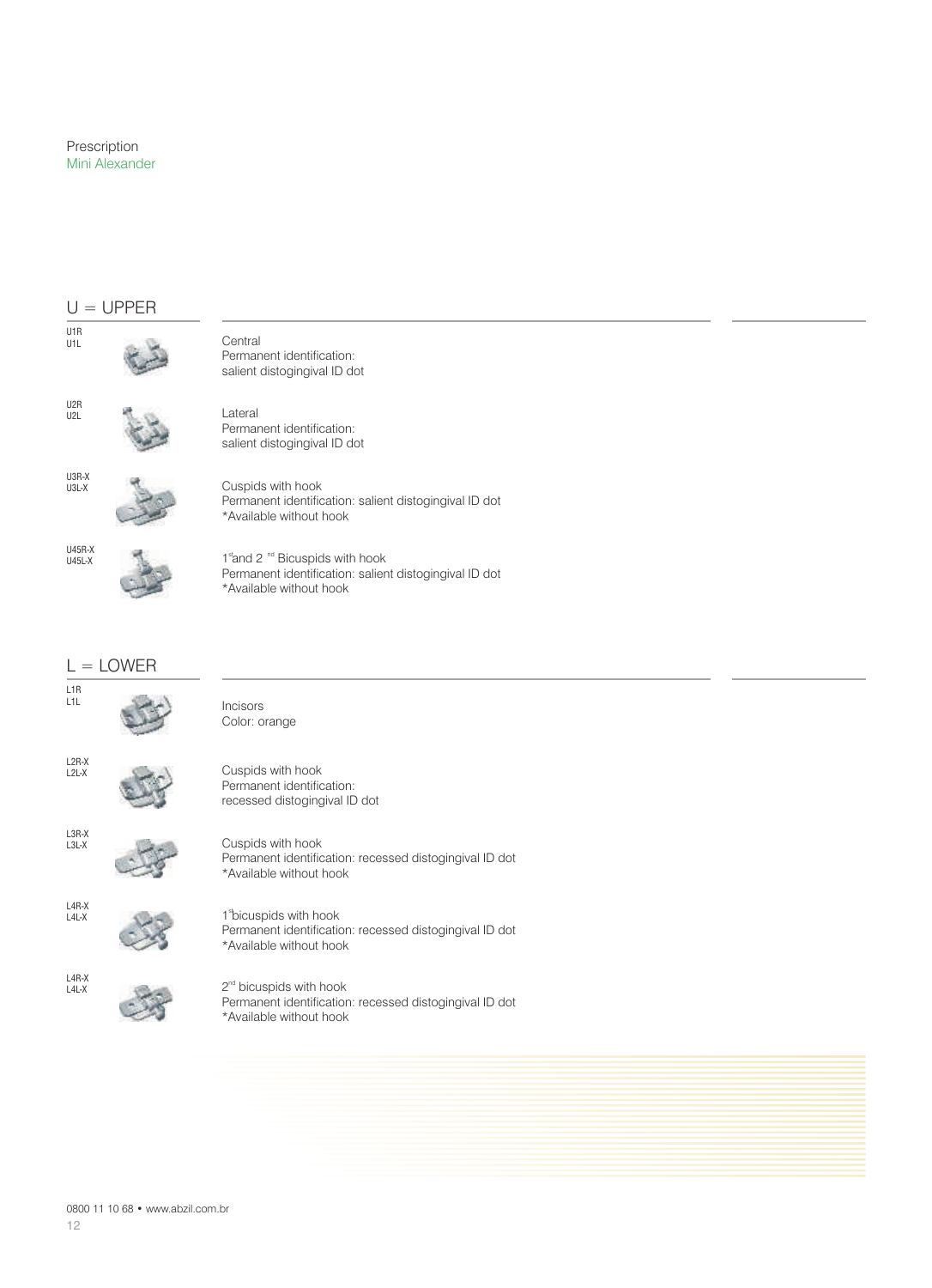Prescription
Mini Alexander

## U = UPPER

U1R
U1L

Central
Permanent identification:
salient distogingival ID dot

U2R
U2L

Lateral
Permanent identification:
salient distogingival ID dot

U3R-X
U3L-X

Cuspids with hook
Permanent identification: salient distogingival ID dot
*Available without hook

U45R-X
U45L-X

1st and 2nd Bicuspids with hook
Permanent identification: salient distogingival ID dot
*Available without hook

## L = LOWER

L1R
L1L

Incisors
Color: orange

L2R-X
L2L-X

Cuspids with hook
Permanent identification:
recessed distogingival ID dot

L3R-X
L3L-X

Cuspids with hook
Permanent identification: recessed distogingival ID dot
*Available without hook

L4R-X
L4L-X

1st bicuspids with hook
Permanent identification: recessed distogingival ID dot
*Available without hook

L4R-X
L4L-X

2nd bicuspids with hook
Permanent identification: recessed distogingival ID dot
*Available without hook

0800 11 10 68 • www.abzil.com.br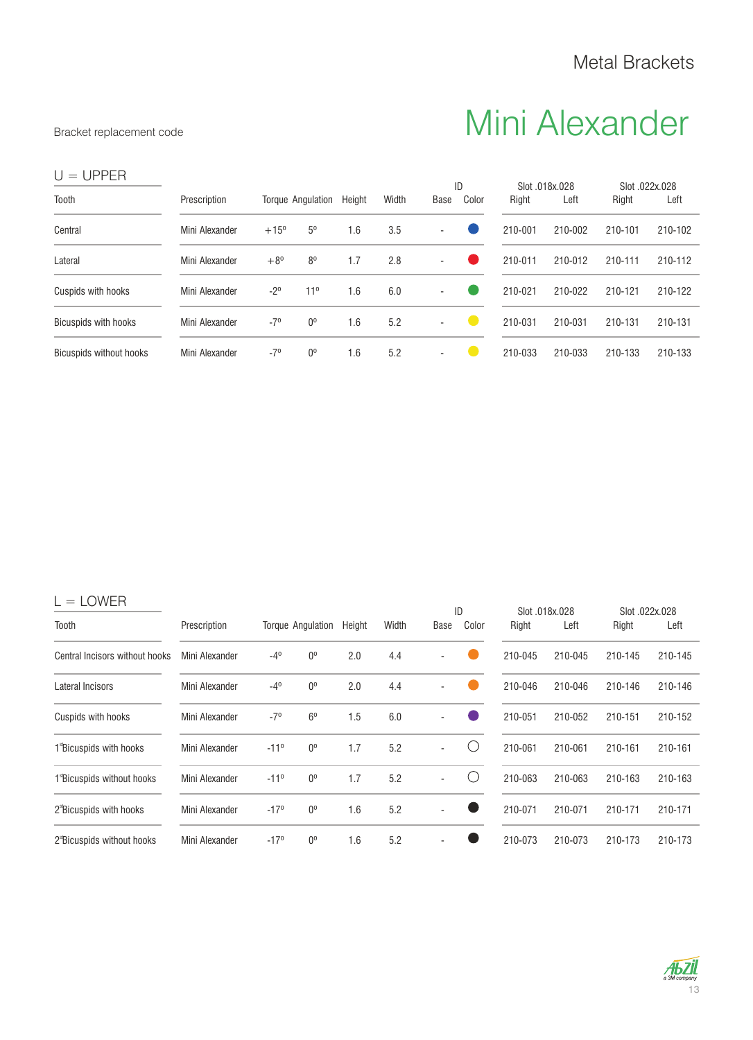# Metal Brackets

## Mini Alexander

Bracket replacement code

### U = UPPER

| Tooth | Prescription | Torque | Angulation | Height | Width | ID Base | ID Color | Slot .018x.028 Right | Slot .018x.028 Left | Slot .022x.028 Right | Slot .022x.028 Left |
|---|---|---|---|---|---|---|---|---|---|---|---|
| Central | Mini Alexander | +15º | 5º | 1.6 | 3.5 | - | Blue | 210-001 | 210-002 | 210-101 | 210-102 |
| Lateral | Mini Alexander | +8º | 8º | 1.7 | 2.8 | - | Red | 210-011 | 210-012 | 210-111 | 210-112 |
| Cuspids with hooks | Mini Alexander | -2º | 11º | 1.6 | 6.0 | - | Green | 210-021 | 210-022 | 210-121 | 210-122 |
| Bicuspids with hooks | Mini Alexander | -7º | 0º | 1.6 | 5.2 | - | Yellow | 210-031 | 210-031 | 210-131 | 210-131 |
| Bicuspids without hooks | Mini Alexander | -7º | 0º | 1.6 | 5.2 | - | Yellow | 210-033 | 210-033 | 210-133 | 210-133 |

### L = LOWER

| Tooth | Prescription | Torque | Angulation | Height | Width | ID Base | ID Color | Slot .018x.028 Right | Slot .018x.028 Left | Slot .022x.028 Right | Slot .022x.028 Left |
|---|---|---|---|---|---|---|---|---|---|---|---|
| Central Incisors without hooks | Mini Alexander | -4º | 0º | 2.0 | 4.4 | - | Orange | 210-045 | 210-045 | 210-145 | 210-145 |
| Lateral Incisors | Mini Alexander | -4º | 0º | 2.0 | 4.4 | - | Orange | 210-046 | 210-046 | 210-146 | 210-146 |
| Cuspids with hooks | Mini Alexander | -7º | 6º | 1.5 | 6.0 | - | Purple | 210-051 | 210-052 | 210-151 | 210-152 |
| 1stBicuspids with hooks | Mini Alexander | -11º | 0º | 1.7 | 5.2 | - | White | 210-061 | 210-061 | 210-161 | 210-161 |
| 1stBicuspids without hooks | Mini Alexander | -11º | 0º | 1.7 | 5.2 | - | White | 210-063 | 210-063 | 210-163 | 210-163 |
| 2ndBicuspids with hooks | Mini Alexander | -17º | 0º | 1.6 | 5.2 | - | Black | 210-071 | 210-071 | 210-171 | 210-171 |
| 2ndBicuspids without hooks | Mini Alexander | -17º | 0º | 1.6 | 5.2 | - | Black | 210-073 | 210-073 | 210-173 | 210-173 |

Abzil a 3M company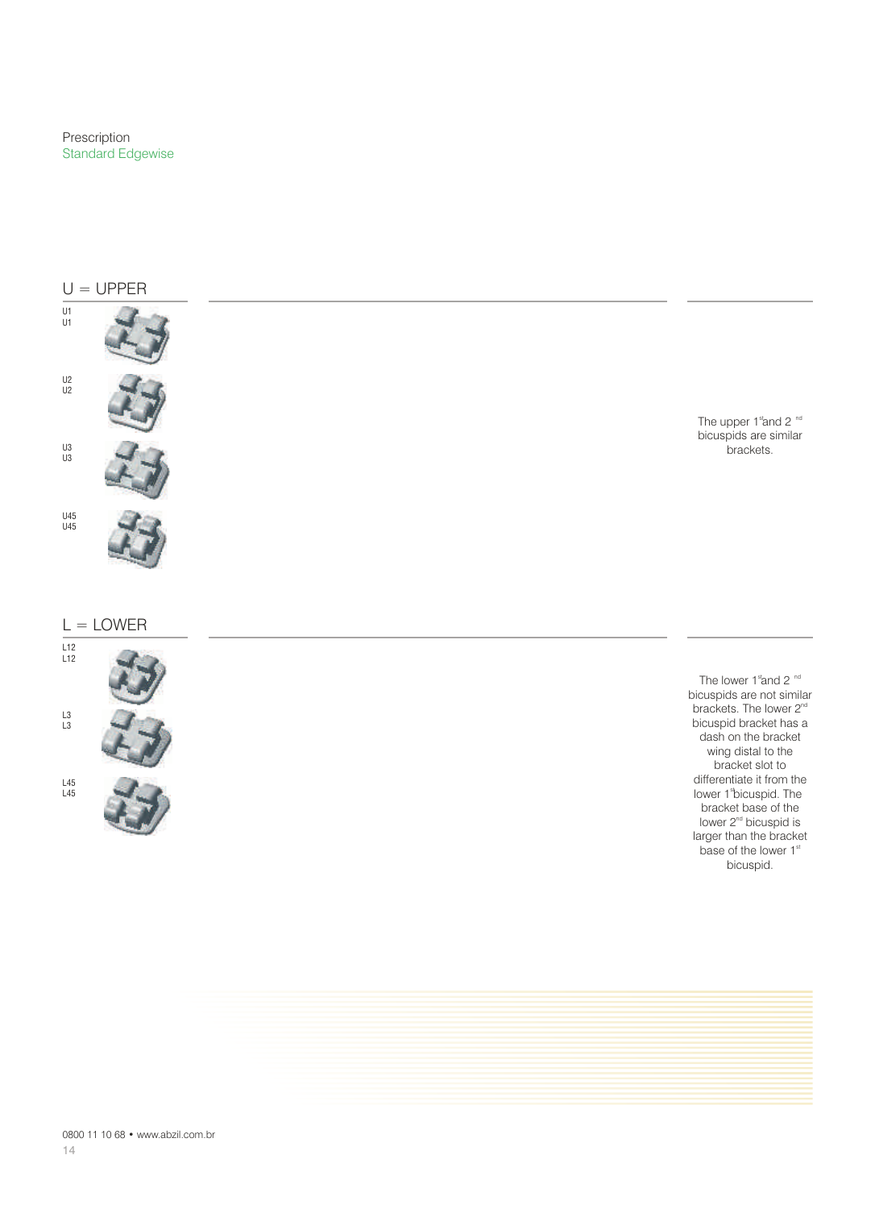Prescription
Standard Edgewise

## U = UPPER

U1
U1

U2
U2

U3
U3

U45
U45

The upper 1st and 2nd bicuspids are similar brackets.

## L = LOWER

L12
L12

L3
L3

L45
L45

The lower 1st and 2nd bicuspids are not similar brackets. The lower 2nd bicuspid bracket has a dash on the bracket wing distal to the bracket slot to differentiate it from the lower 1st bicuspid. The bracket base of the lower 2nd bicuspid is larger than the bracket base of the lower 1st bicuspid.

0800 11 10 68 • www.abzil.com.br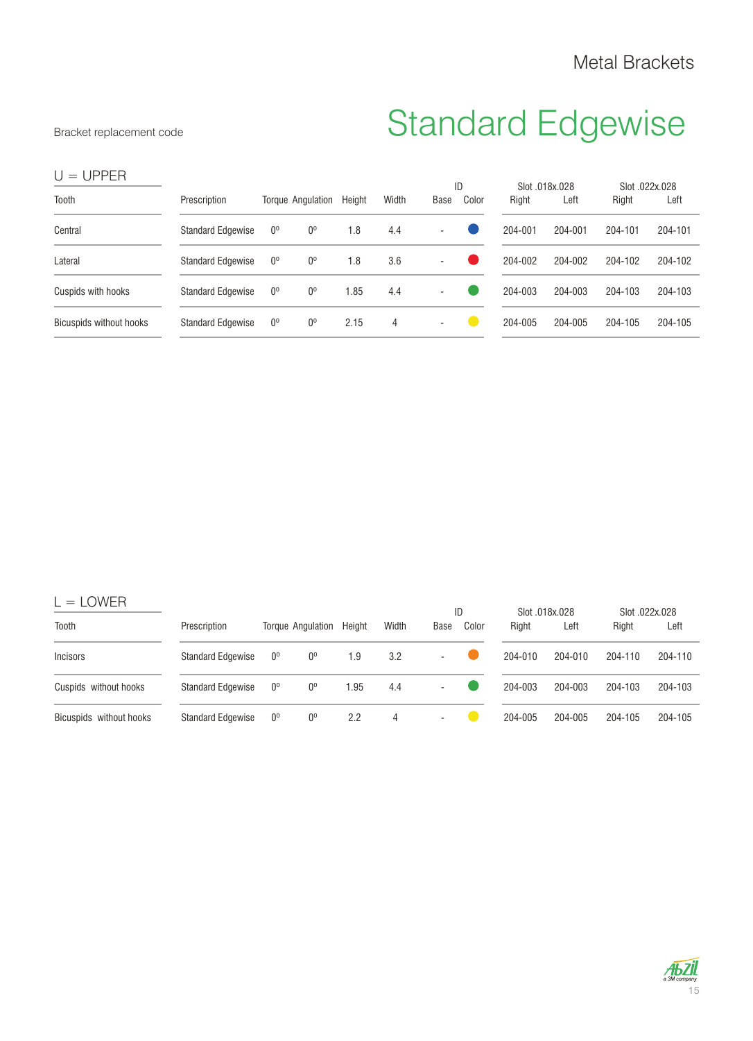# Metal Brackets

## Standard Edgewise

Bracket replacement code

### U = UPPER

| Tooth | Prescription | Torque | Angulation | Height | Width | ID Base | ID Color | Slot .018x.028 Right | Slot .018x.028 Left | Slot .022x.028 Right | Slot .022x.028 Left |
|---|---|---|---|---|---|---|---|---|---|---|---|
| Central | Standard Edgewise | 0º | 0º | 1.8 | 4.4 | - | ● (blue) | 204-001 | 204-001 | 204-101 | 204-101 |
| Lateral | Standard Edgewise | 0º | 0º | 1.8 | 3.6 | - | ● (red) | 204-002 | 204-002 | 204-102 | 204-102 |
| Cuspids with hooks | Standard Edgewise | 0º | 0º | 1.85 | 4.4 | - | ● (green) | 204-003 | 204-003 | 204-103 | 204-103 |
| Bicuspids without hooks | Standard Edgewise | 0º | 0º | 2.15 | 4 | - | ● (yellow) | 204-005 | 204-005 | 204-105 | 204-105 |

### L = LOWER

| Tooth | Prescription | Torque | Angulation | Height | Width | ID Base | ID Color | Slot .018x.028 Right | Slot .018x.028 Left | Slot .022x.028 Right | Slot .022x.028 Left |
|---|---|---|---|---|---|---|---|---|---|---|---|
| Incisors | Standard Edgewise | 0º | 0º | 1.9 | 3.2 | - | ● (orange) | 204-010 | 204-010 | 204-110 | 204-110 |
| Cuspids without hooks | Standard Edgewise | 0º | 0º | 1.95 | 4.4 | - | ● (green) | 204-003 | 204-003 | 204-103 | 204-103 |
| Bicuspids without hooks | Standard Edgewise | 0º | 0º | 2.2 | 4 | - | ● (yellow) | 204-005 | 204-005 | 204-105 | 204-105 |

Abzil a 3M company